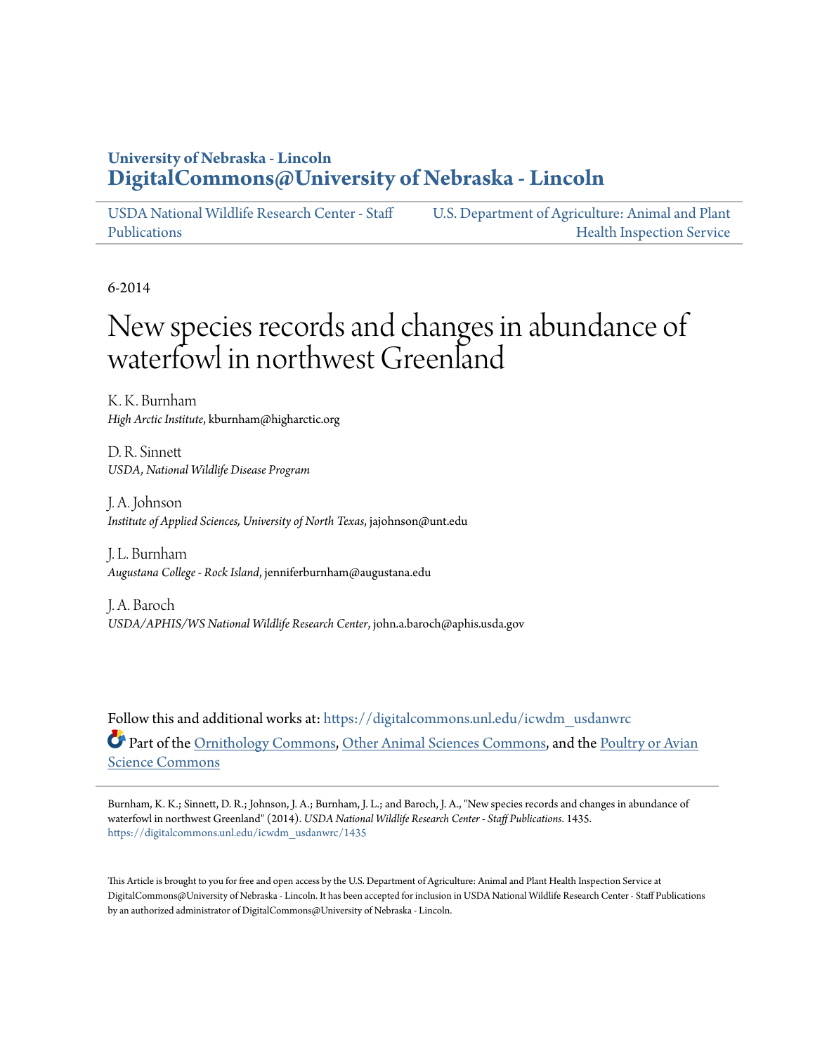University of Nebraska - Lincoln

# DigitalCommons@University of Nebraska - Lincoln

USDA National Wildlife Research Center - Staff Publications

U.S. Department of Agriculture: Animal and Plant Health Inspection Service

6-2014

# New species records and changes in abundance of waterfowl in northwest Greenland

K. K. Burnham
*High Arctic Institute*, kburnham@higharctic.org

D. R. Sinnett
*USDA, National Wildlife Disease Program*

J. A. Johnson
*Institute of Applied Sciences, University of North Texas*, jajohnson@unt.edu

J. L. Burnham
*Augustana College - Rock Island*, jenniferburnham@augustana.edu

J. A. Baroch
*USDA/APHIS/WS National Wildlife Research Center*, john.a.baroch@aphis.usda.gov

Follow this and additional works at: https://digitalcommons.unl.edu/icwdm_usdanwrc

Part of the Ornithology Commons, Other Animal Sciences Commons, and the Poultry or Avian Science Commons

Burnham, K. K.; Sinnett, D. R.; Johnson, J. A.; Burnham, J. L.; and Baroch, J. A., "New species records and changes in abundance of waterfowl in northwest Greenland" (2014). *USDA National Wildlife Research Center - Staff Publications*. 1435.
https://digitalcommons.unl.edu/icwdm_usdanwrc/1435

This Article is brought to you for free and open access by the U.S. Department of Agriculture: Animal and Plant Health Inspection Service at DigitalCommons@University of Nebraska - Lincoln. It has been accepted for inclusion in USDA National Wildlife Research Center - Staff Publications by an authorized administrator of DigitalCommons@University of Nebraska - Lincoln.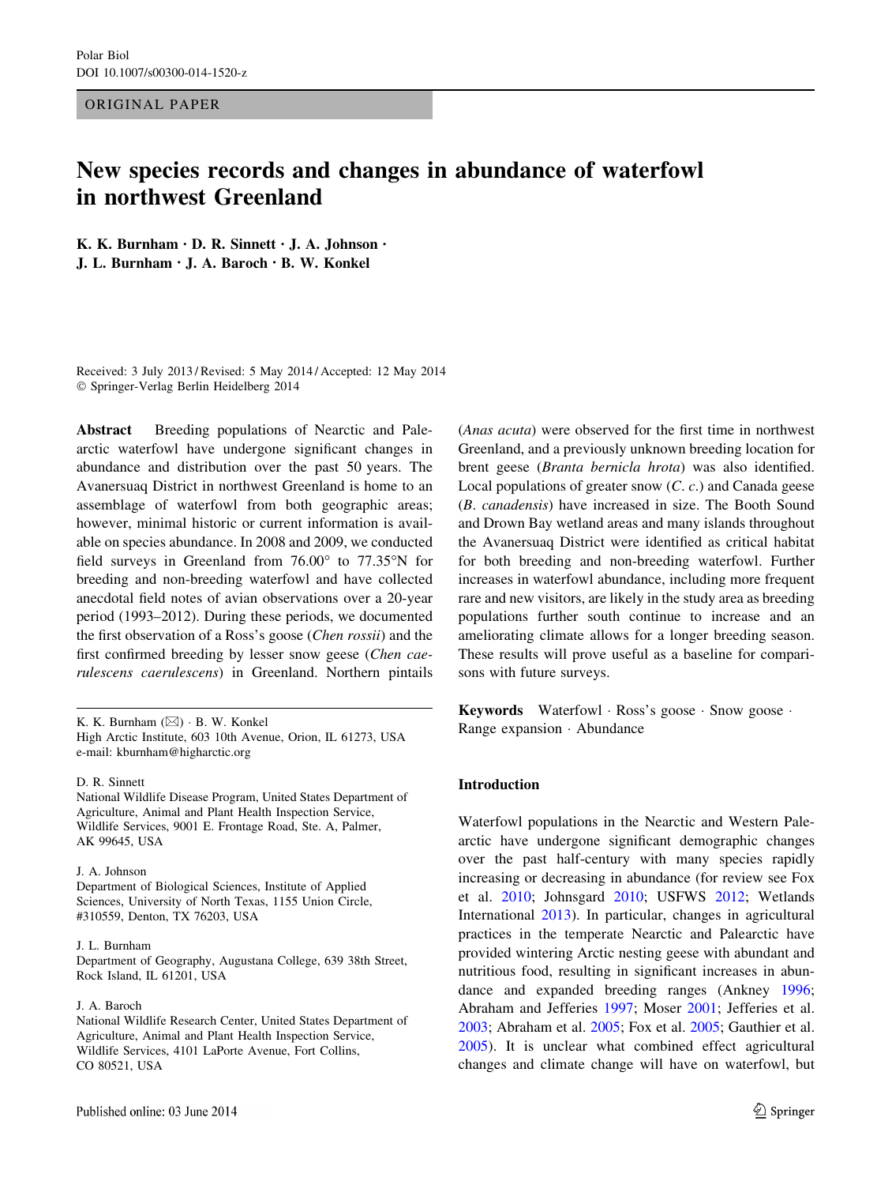# New species records and changes in abundance of waterfowl in northwest Greenland

**K. K. Burnham · D. R. Sinnett · J. A. Johnson · J. L. Burnham · J. A. Baroch · B. W. Konkel**

Received: 3 July 2013 / Revised: 5 May 2014 / Accepted: 12 May 2014
© Springer-Verlag Berlin Heidelberg 2014

**Abstract** Breeding populations of Nearctic and Palearctic waterfowl have undergone significant changes in abundance and distribution over the past 50 years. The Avanersuaq District in northwest Greenland is home to an assemblage of waterfowl from both geographic areas; however, minimal historic or current information is available on species abundance. In 2008 and 2009, we conducted field surveys in Greenland from 76.00° to 77.35°N for breeding and non-breeding waterfowl and have collected anecdotal field notes of avian observations over a 20-year period (1993–2012). During these periods, we documented the first observation of a Ross's goose (*Chen rossii*) and the first confirmed breeding by lesser snow geese (*Chen caerulescens caerulescens*) in Greenland. Northern pintails (*Anas acuta*) were observed for the first time in northwest Greenland, and a previously unknown breeding location for brent geese (*Branta bernicla hrota*) was also identified. Local populations of greater snow (*C. c.*) and Canada geese (*B. canadensis*) have increased in size. The Booth Sound and Drown Bay wetland areas and many islands throughout the Avanersuaq District were identified as critical habitat for both breeding and non-breeding waterfowl. Further increases in waterfowl abundance, including more frequent rare and new visitors, are likely in the study area as breeding populations further south continue to increase and an ameliorating climate allows for a longer breeding season. These results will prove useful as a baseline for comparisons with future surveys.

**Keywords** Waterfowl · Ross's goose · Snow goose · Range expansion · Abundance

K. K. Burnham (✉) · B. W. Konkel
High Arctic Institute, 603 10th Avenue, Orion, IL 61273, USA
e-mail: kburnham@higharctic.org

D. R. Sinnett
National Wildlife Disease Program, United States Department of Agriculture, Animal and Plant Health Inspection Service, Wildlife Services, 9001 E. Frontage Road, Ste. A, Palmer, AK 99645, USA

J. A. Johnson
Department of Biological Sciences, Institute of Applied Sciences, University of North Texas, 1155 Union Circle, #310559, Denton, TX 76203, USA

J. L. Burnham
Department of Geography, Augustana College, 639 38th Street, Rock Island, IL 61201, USA

J. A. Baroch
National Wildlife Research Center, United States Department of Agriculture, Animal and Plant Health Inspection Service, Wildlife Services, 4101 LaPorte Avenue, Fort Collins, CO 80521, USA

## Introduction

Waterfowl populations in the Nearctic and Western Palearctic have undergone significant demographic changes over the past half-century with many species rapidly increasing or decreasing in abundance (for review see Fox et al. 2010; Johnsgard 2010; USFWS 2012; Wetlands International 2013). In particular, changes in agricultural practices in the temperate Nearctic and Palearctic have provided wintering Arctic nesting geese with abundant and nutritious food, resulting in significant increases in abundance and expanded breeding ranges (Ankney 1996; Abraham and Jefferies 1997; Moser 2001; Jefferies et al. 2003; Abraham et al. 2005; Fox et al. 2005; Gauthier et al. 2005). It is unclear what combined effect agricultural changes and climate change will have on waterfowl, but

Published online: 03 June 2014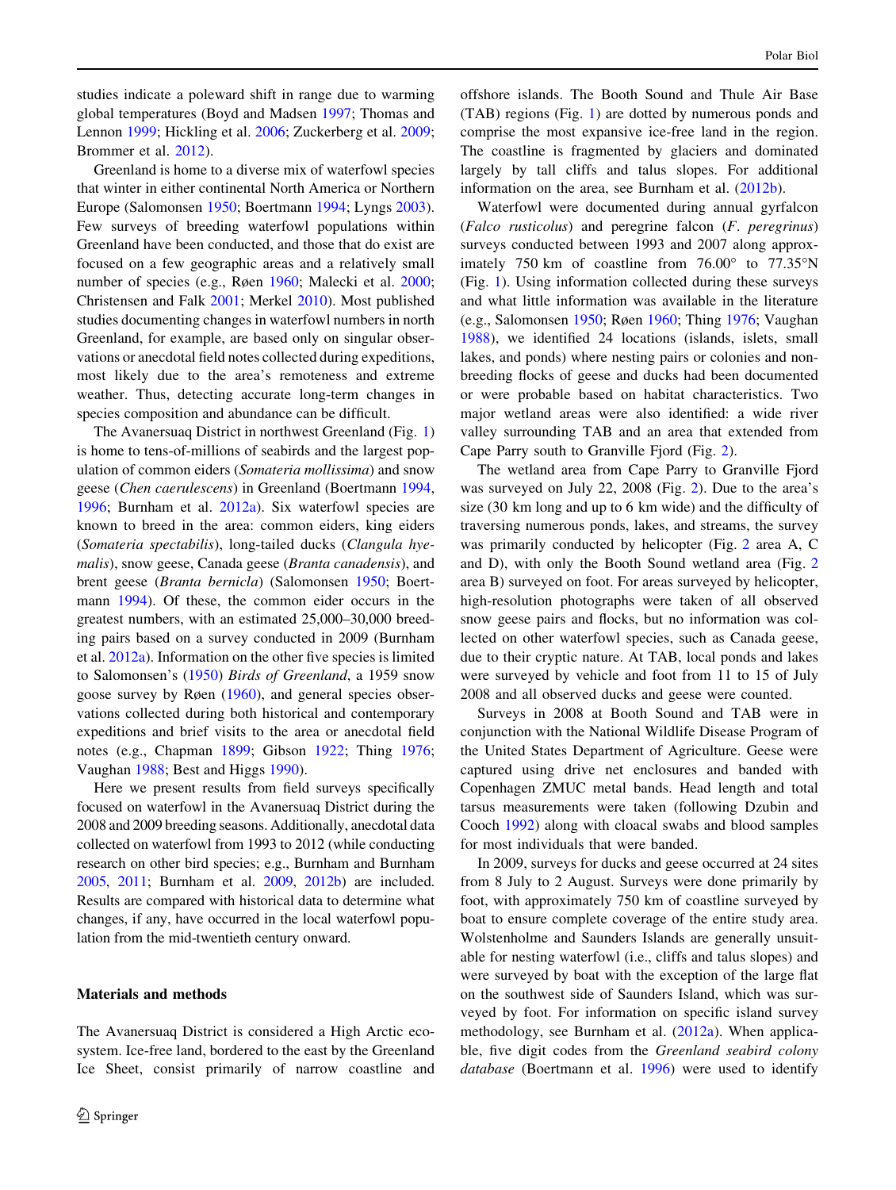studies indicate a poleward shift in range due to warming global temperatures (Boyd and Madsen 1997; Thomas and Lennon 1999; Hickling et al. 2006; Zuckerberg et al. 2009; Brommer et al. 2012).

Greenland is home to a diverse mix of waterfowl species that winter in either continental North America or Northern Europe (Salomonsen 1950; Boertmann 1994; Lyngs 2003). Few surveys of breeding waterfowl populations within Greenland have been conducted, and those that do exist are focused on a few geographic areas and a relatively small number of species (e.g., Røen 1960; Malecki et al. 2000; Christensen and Falk 2001; Merkel 2010). Most published studies documenting changes in waterfowl numbers in north Greenland, for example, are based only on singular observations or anecdotal field notes collected during expeditions, most likely due to the area's remoteness and extreme weather. Thus, detecting accurate long-term changes in species composition and abundance can be difficult.

The Avanersuaq District in northwest Greenland (Fig. 1) is home to tens-of-millions of seabirds and the largest population of common eiders (*Somateria mollissima*) and snow geese (*Chen caerulescens*) in Greenland (Boertmann 1994, 1996; Burnham et al. 2012a). Six waterfowl species are known to breed in the area: common eiders, king eiders (*Somateria spectabilis*), long-tailed ducks (*Clangula hyemalis*), snow geese, Canada geese (*Branta canadensis*), and brent geese (*Branta bernicla*) (Salomonsen 1950; Boertmann 1994). Of these, the common eider occurs in the greatest numbers, with an estimated 25,000–30,000 breeding pairs based on a survey conducted in 2009 (Burnham et al. 2012a). Information on the other five species is limited to Salomonsen's (1950) *Birds of Greenland*, a 1959 snow goose survey by Røen (1960), and general species observations collected during both historical and contemporary expeditions and brief visits to the area or anecdotal field notes (e.g., Chapman 1899; Gibson 1922; Thing 1976; Vaughan 1988; Best and Higgs 1990).

Here we present results from field surveys specifically focused on waterfowl in the Avanersuaq District during the 2008 and 2009 breeding seasons. Additionally, anecdotal data collected on waterfowl from 1993 to 2012 (while conducting research on other bird species; e.g., Burnham and Burnham 2005, 2011; Burnham et al. 2009, 2012b) are included. Results are compared with historical data to determine what changes, if any, have occurred in the local waterfowl population from the mid-twentieth century onward.

## Materials and methods

The Avanersuaq District is considered a High Arctic ecosystem. Ice-free land, bordered to the east by the Greenland Ice Sheet, consist primarily of narrow coastline and offshore islands. The Booth Sound and Thule Air Base (TAB) regions (Fig. 1) are dotted by numerous ponds and comprise the most expansive ice-free land in the region. The coastline is fragmented by glaciers and dominated largely by tall cliffs and talus slopes. For additional information on the area, see Burnham et al. (2012b).

Waterfowl were documented during annual gyrfalcon (*Falco rusticolus*) and peregrine falcon (*F. peregrinus*) surveys conducted between 1993 and 2007 along approximately 750 km of coastline from 76.00° to 77.35°N (Fig. 1). Using information collected during these surveys and what little information was available in the literature (e.g., Salomonsen 1950; Røen 1960; Thing 1976; Vaughan 1988), we identified 24 locations (islands, islets, small lakes, and ponds) where nesting pairs or colonies and nonbreeding flocks of geese and ducks had been documented or were probable based on habitat characteristics. Two major wetland areas were also identified: a wide river valley surrounding TAB and an area that extended from Cape Parry south to Granville Fjord (Fig. 2).

The wetland area from Cape Parry to Granville Fjord was surveyed on July 22, 2008 (Fig. 2). Due to the area's size (30 km long and up to 6 km wide) and the difficulty of traversing numerous ponds, lakes, and streams, the survey was primarily conducted by helicopter (Fig. 2 area A, C and D), with only the Booth Sound wetland area (Fig. 2 area B) surveyed on foot. For areas surveyed by helicopter, high-resolution photographs were taken of all observed snow geese pairs and flocks, but no information was collected on other waterfowl species, such as Canada geese, due to their cryptic nature. At TAB, local ponds and lakes were surveyed by vehicle and foot from 11 to 15 of July 2008 and all observed ducks and geese were counted.

Surveys in 2008 at Booth Sound and TAB were in conjunction with the National Wildlife Disease Program of the United States Department of Agriculture. Geese were captured using drive net enclosures and banded with Copenhagen ZMUC metal bands. Head length and total tarsus measurements were taken (following Dzubin and Cooch 1992) along with cloacal swabs and blood samples for most individuals that were banded.

In 2009, surveys for ducks and geese occurred at 24 sites from 8 July to 2 August. Surveys were done primarily by foot, with approximately 750 km of coastline surveyed by boat to ensure complete coverage of the entire study area. Wolstenholme and Saunders Islands are generally unsuitable for nesting waterfowl (i.e., cliffs and talus slopes) and were surveyed by boat with the exception of the large flat on the southwest side of Saunders Island, which was surveyed by foot. For information on specific island survey methodology, see Burnham et al. (2012a). When applicable, five digit codes from the *Greenland seabird colony database* (Boertmann et al. 1996) were used to identify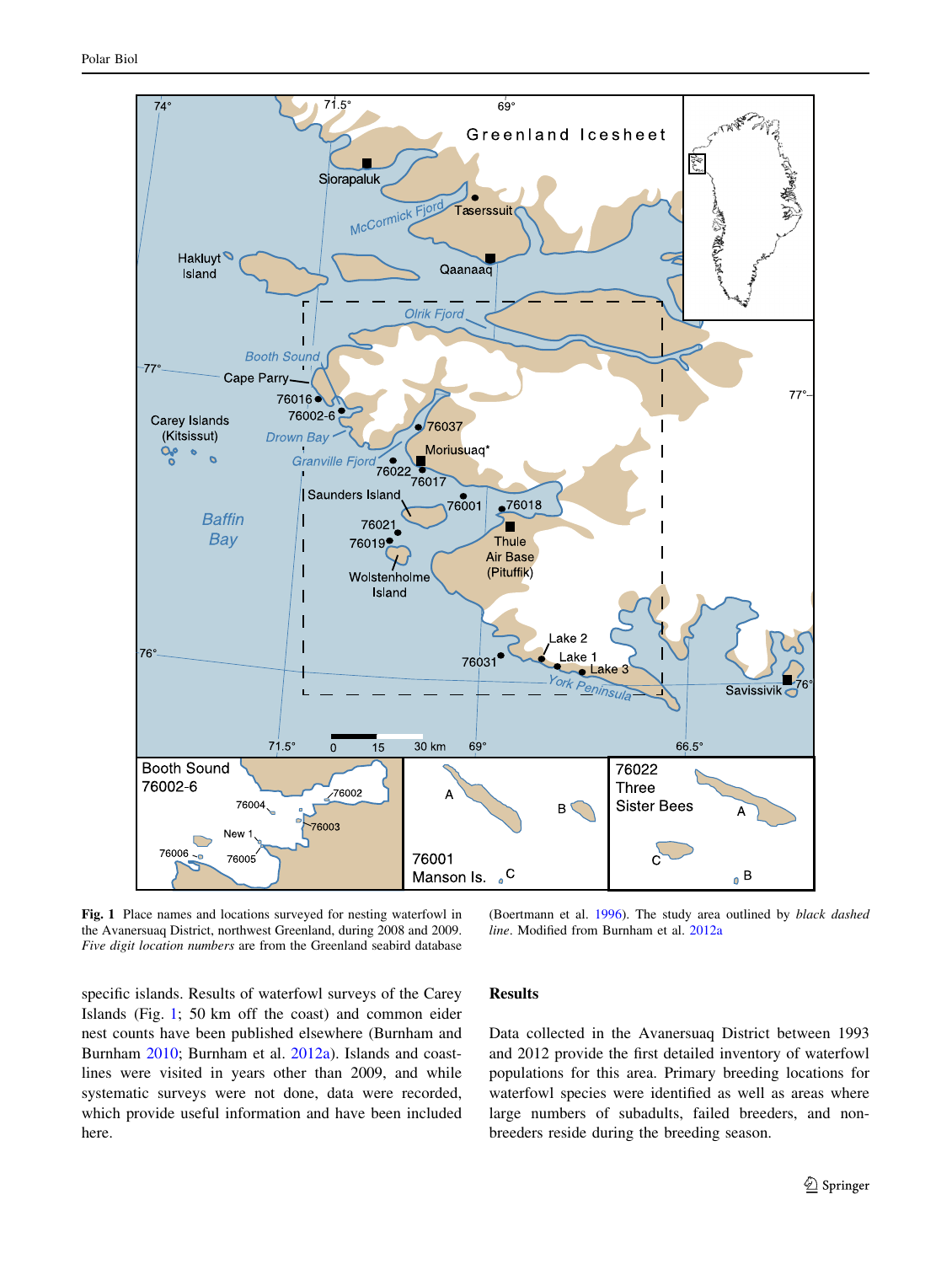**Fig. 1** Place names and locations surveyed for nesting waterfowl in the Avanersuaq District, northwest Greenland, during 2008 and 2009. *Five digit location numbers* are from the Greenland seabird database (Boertmann et al. 1996). The study area outlined by *black dashed line*. Modified from Burnham et al. 2012a

specific islands. Results of waterfowl surveys of the Carey Islands (Fig. 1; 50 km off the coast) and common eider nest counts have been published elsewhere (Burnham and Burnham 2010; Burnham et al. 2012a). Islands and coastlines were visited in years other than 2009, and while systematic surveys were not done, data were recorded, which provide useful information and have been included here.

## Results

Data collected in the Avanersuaq District between 1993 and 2012 provide the first detailed inventory of waterfowl populations for this area. Primary breeding locations for waterfowl species were identified as well as areas where large numbers of subadults, failed breeders, and nonbreeders reside during the breeding season.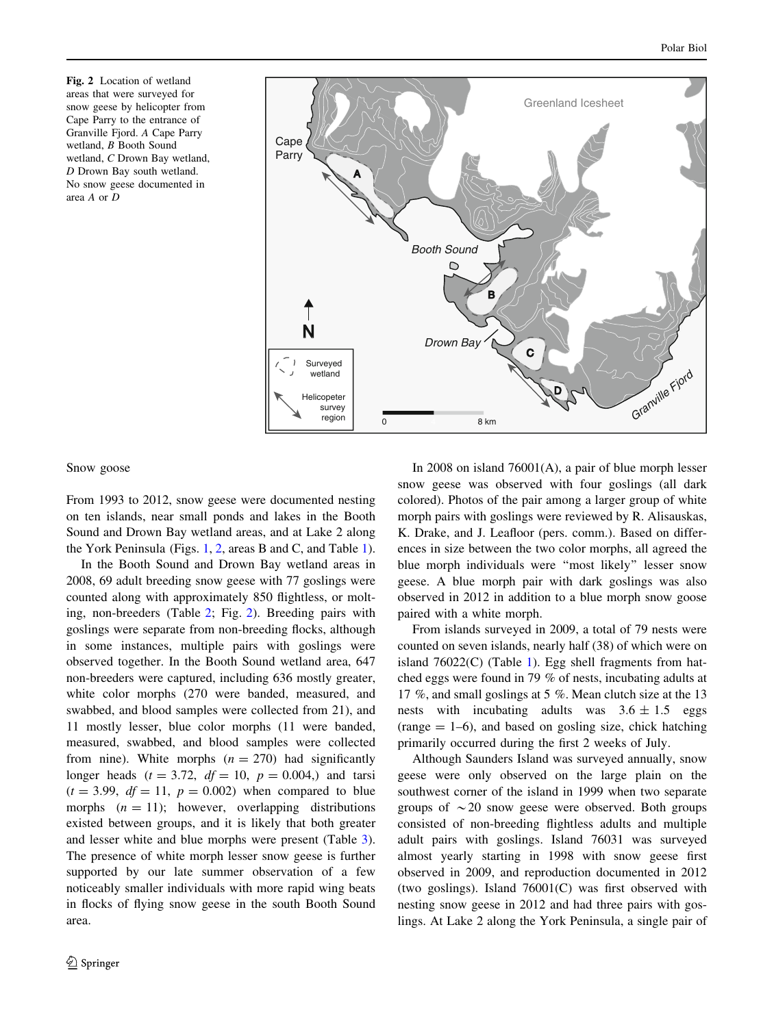Fig. 2 Location of wetland areas that were surveyed for snow geese by helicopter from Cape Parry to the entrance of Granville Fjord. *A* Cape Parry wetland, *B* Booth Sound wetland, *C* Drown Bay wetland, *D* Drown Bay south wetland. No snow geese documented in area *A* or *D*

## Snow goose

From 1993 to 2012, snow geese were documented nesting on ten islands, near small ponds and lakes in the Booth Sound and Drown Bay wetland areas, and at Lake 2 along the York Peninsula (Figs. 1, 2, areas B and C, and Table 1).

In the Booth Sound and Drown Bay wetland areas in 2008, 69 adult breeding snow geese with 77 goslings were counted along with approximately 850 flightless, or molting, non-breeders (Table 2; Fig. 2). Breeding pairs with goslings were separate from non-breeding flocks, although in some instances, multiple pairs with goslings were observed together. In the Booth Sound wetland area, 647 non-breeders were captured, including 636 mostly greater, white color morphs (270 were banded, measured, and swabbed, and blood samples were collected from 21), and 11 mostly lesser, blue color morphs (11 were banded, measured, swabbed, and blood samples were collected from nine). White morphs ($n = 270$) had significantly longer heads ($t = 3.72$, $df = 10$, $p = 0.004$,) and tarsi ($t = 3.99$, $df = 11$, $p = 0.002$) when compared to blue morphs ($n = 11$); however, overlapping distributions existed between groups, and it is likely that both greater and lesser white and blue morphs were present (Table 3). The presence of white morph lesser snow geese is further supported by our late summer observation of a few noticeably smaller individuals with more rapid wing beats in flocks of flying snow geese in the south Booth Sound area.

In 2008 on island 76001(A), a pair of blue morph lesser snow geese was observed with four goslings (all dark colored). Photos of the pair among a larger group of white morph pairs with goslings were reviewed by R. Alisauskas, K. Drake, and J. Leafloor (pers. comm.). Based on differences in size between the two color morphs, all agreed the blue morph individuals were "most likely" lesser snow geese. A blue morph pair with dark goslings was also observed in 2012 in addition to a blue morph snow goose paired with a white morph.

From islands surveyed in 2009, a total of 79 nests were counted on seven islands, nearly half (38) of which were on island 76022(C) (Table 1). Egg shell fragments from hatched eggs were found in 79 % of nests, incubating adults at 17 %, and small goslings at 5 %. Mean clutch size at the 13 nests with incubating adults was $3.6 \pm 1.5$ eggs (range = 1–6), and based on gosling size, chick hatching primarily occurred during the first 2 weeks of July.

Although Saunders Island was surveyed annually, snow geese were only observed on the large plain on the southwest corner of the island in 1999 when two separate groups of $\sim 20$ snow geese were observed. Both groups consisted of non-breeding flightless adults and multiple adult pairs with goslings. Island 76031 was surveyed almost yearly starting in 1998 with snow geese first observed in 2009, and reproduction documented in 2012 (two goslings). Island 76001(C) was first observed with nesting snow geese in 2012 and had three pairs with goslings. At Lake 2 along the York Peninsula, a single pair of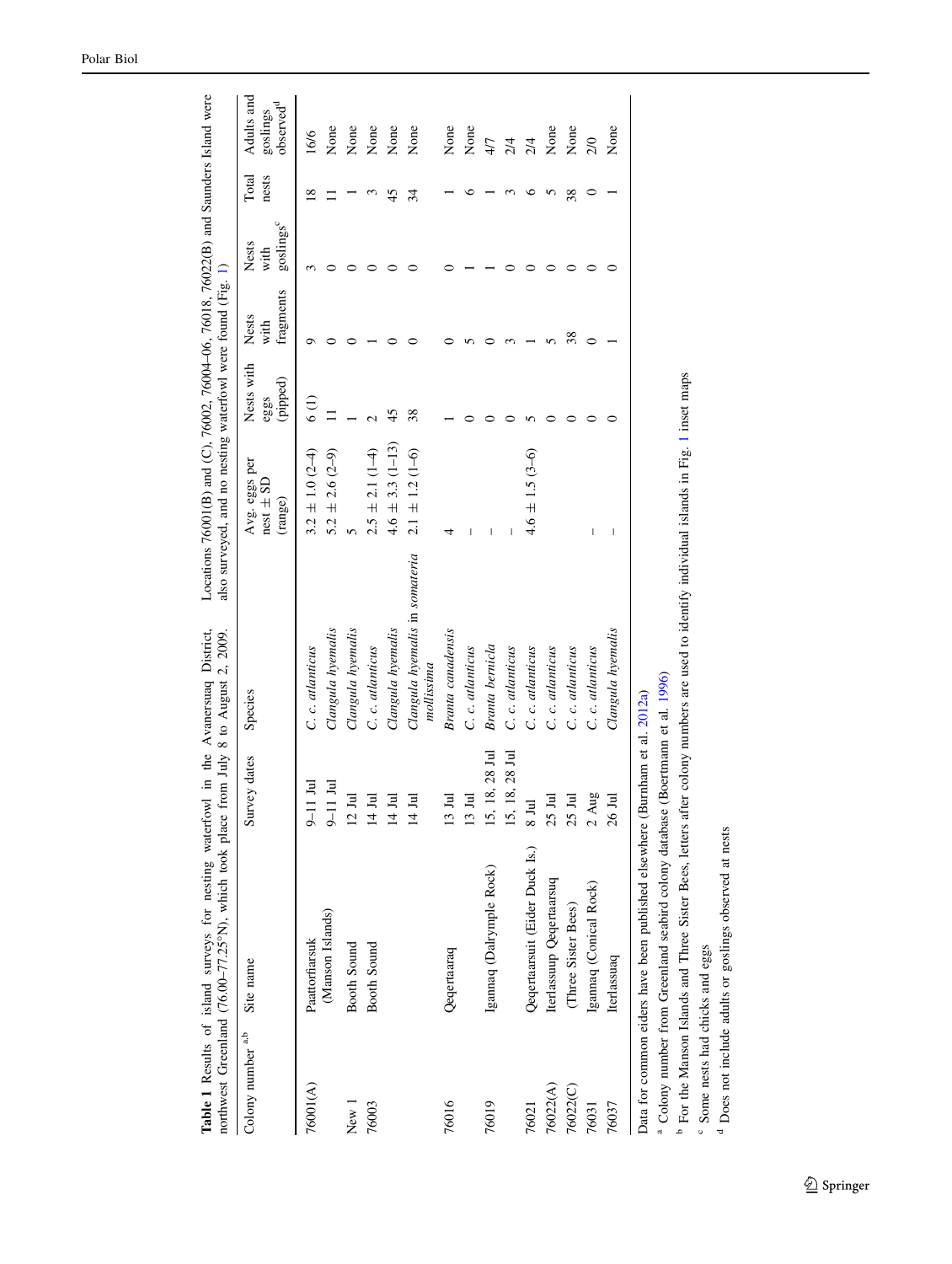**Table 1** Results of island surveys for nesting waterfowl in the Avanersuaq District, northwest Greenland (76.00–77.25°N), which took place from July 8 to August 2, 2009. Locations 76001(B) and (C), 76002, 76004–06, 76018, 76022(B) and Saunders Island were also surveyed, and no nesting waterfowl were found (Fig. 1)

| Colony number [a,b] | Site name | Survey dates | Species | Avg. eggs per nest ± SD (range) | Nests with eggs (pipped) | Nests with fragments | Nests with goslings[c] | Total nests | Adults and goslings observed[d] |
|---|---|---|---|---|---|---|---|---|---|
| 76001(A) | Paattorfiarsuk (Manson Islands) | 9–11 Jul | *C. c. atlanticus* | 3.2 ± 1.0 (2–4) | 6 (1) | 9 | 3 | 18 | 16/6 |
| | | 9–11 Jul | *Clangula hyemalis* | 5.2 ± 2.6 (2–9) | 11 | 0 | 0 | 11 | None |
| New 1 | Booth Sound | 12 Jul | *Clangula hyemalis* | 5 | 1 | 0 | 0 | 1 | None |
| 76003 | Booth Sound | 14 Jul | *C. c. atlanticus* | 2.5 ± 2.1 (1–4) | 2 | 1 | 0 | 3 | None |
| | | 14 Jul | *Clangula hyemalis* | 4.6 ± 3.3 (1–13) | 45 | 0 | 0 | 45 | None |
| | | 14 Jul | *Clangula hyemalis* in *somateria mollissima* | 2.1 ± 1.2 (1–6) | 38 | 0 | 0 | 34 | None |
| 76016 | Qeqertaaraq | 13 Jul | *Branta canadensis* | 4 | 1 | 0 | 0 | 1 | None |
| | | 13 Jul | *C. c. atlanticus* | – | 0 | 5 | 1 | 6 | None |
| 76019 | Igannaq (Dalrymple Rock) | 15, 18, 28 Jul | *Branta bernicla* | – | 0 | 0 | 1 | 1 | 4/7 |
| | | 15, 18, 28 Jul | *C. c. atlanticus* | – | 0 | 3 | 0 | 3 | 2/4 |
| 76021 | Qeqertaarsuit (Eider Duck Is.) | 8 Jul | *C. c. atlanticus* | 4.6 ± 1.5 (3–6) | 5 | 1 | 0 | 6 | 2/4 |
| 76022(A) | Iterlassuup Qeqertaarsuq | 25 Jul | *C. c. atlanticus* | | 0 | 5 | 0 | 5 | None |
| 76022(C) | (Three Sister Bees) | 25 Jul | *C. c. atlanticus* | | 0 | 38 | 0 | 38 | None |
| 76031 | Igannaq (Conical Rock) | 2 Aug | *C. c. atlanticus* | – | 0 | 0 | 0 | 0 | 2/0 |
| 76037 | Iterlassuaq | 26 Jul | *Clangula hyemalis* | – | 0 | 1 | 0 | 1 | None |

Data for common eiders have been published elsewhere (Burnham et al. 2012a)

[a] Colony number from Greenland seabird colony database (Boertmann et al. 1996)

[b] For the Manson Islands and Three Sister Bees, letters after colony numbers are used to identify individual islands in Fig. 1 inset maps

[c] Some nests had chicks and eggs

[d] Does not include adults or goslings observed at nests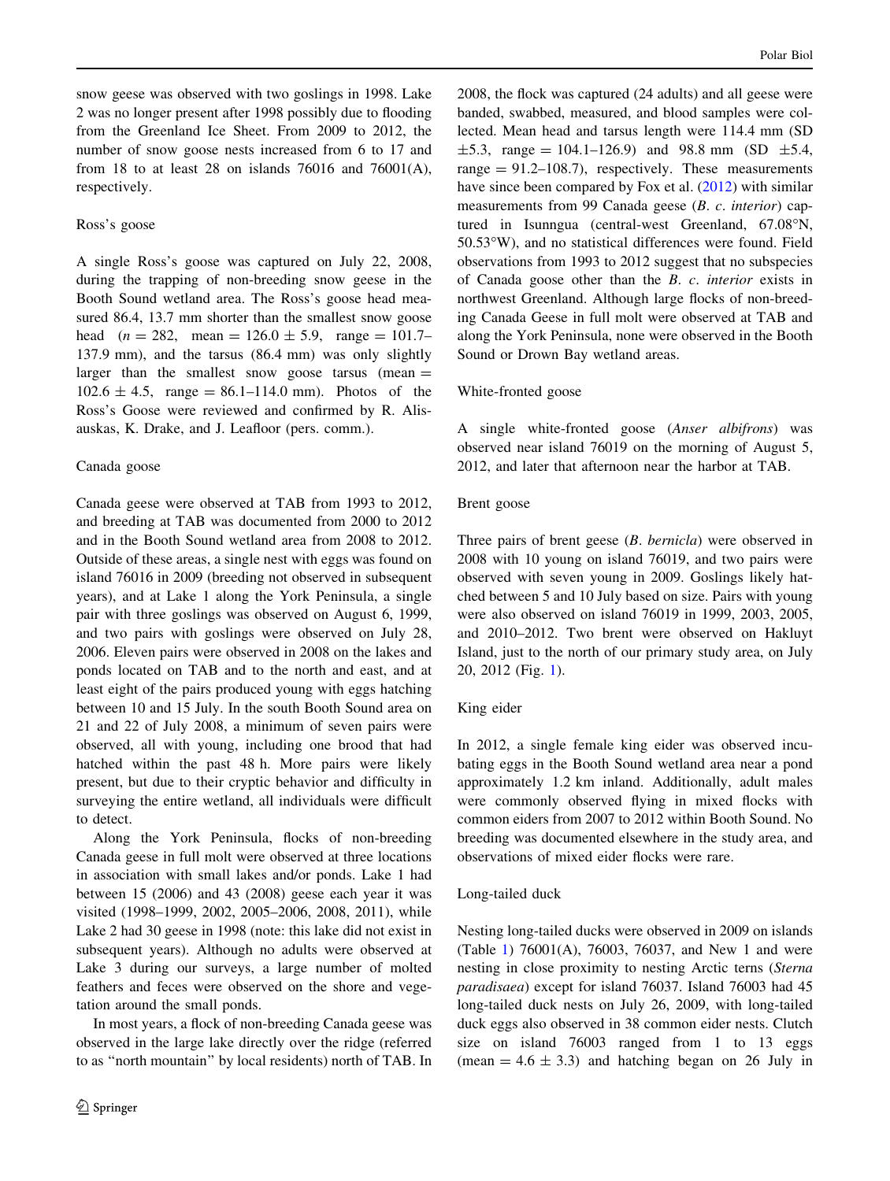snow geese was observed with two goslings in 1998. Lake 2 was no longer present after 1998 possibly due to flooding from the Greenland Ice Sheet. From 2009 to 2012, the number of snow goose nests increased from 6 to 17 and from 18 to at least 28 on islands 76016 and 76001(A), respectively.

### Ross's goose

A single Ross's goose was captured on July 22, 2008, during the trapping of non-breeding snow geese in the Booth Sound wetland area. The Ross's goose head measured 86.4, 13.7 mm shorter than the smallest snow goose head ($n = 282$, mean $= 126.0 \pm 5.9$, range $= 101.7$–$137.9$ mm), and the tarsus (86.4 mm) was only slightly larger than the smallest snow goose tarsus (mean $= 102.6 \pm 4.5$, range $= 86.1$–$114.0$ mm). Photos of the Ross's Goose were reviewed and confirmed by R. Alisauskas, K. Drake, and J. Leafloor (pers. comm.).

### Canada goose

Canada geese were observed at TAB from 1993 to 2012, and breeding at TAB was documented from 2000 to 2012 and in the Booth Sound wetland area from 2008 to 2012. Outside of these areas, a single nest with eggs was found on island 76016 in 2009 (breeding not observed in subsequent years), and at Lake 1 along the York Peninsula, a single pair with three goslings was observed on August 6, 1999, and two pairs with goslings were observed on July 28, 2006. Eleven pairs were observed in 2008 on the lakes and ponds located on TAB and to the north and east, and at least eight of the pairs produced young with eggs hatching between 10 and 15 July. In the south Booth Sound area on 21 and 22 of July 2008, a minimum of seven pairs were observed, all with young, including one brood that had hatched within the past 48 h. More pairs were likely present, but due to their cryptic behavior and difficulty in surveying the entire wetland, all individuals were difficult to detect.

Along the York Peninsula, flocks of non-breeding Canada geese in full molt were observed at three locations in association with small lakes and/or ponds. Lake 1 had between 15 (2006) and 43 (2008) geese each year it was visited (1998–1999, 2002, 2005–2006, 2008, 2011), while Lake 2 had 30 geese in 1998 (note: this lake did not exist in subsequent years). Although no adults were observed at Lake 3 during our surveys, a large number of molted feathers and feces were observed on the shore and vegetation around the small ponds.

In most years, a flock of non-breeding Canada geese was observed in the large lake directly over the ridge (referred to as "north mountain" by local residents) north of TAB. In 2008, the flock was captured (24 adults) and all geese were banded, swabbed, measured, and blood samples were collected. Mean head and tarsus length were 114.4 mm (SD $\pm 5.3$, range $= 104.1$–$126.9$) and 98.8 mm (SD $\pm 5.4$, range $= 91.2$–$108.7$), respectively. These measurements have since been compared by Fox et al. (2012) with similar measurements from 99 Canada geese (*B. c. interior*) captured in Isunngua (central-west Greenland, 67.08°N, 50.53°W), and no statistical differences were found. Field observations from 1993 to 2012 suggest that no subspecies of Canada goose other than the *B. c. interior* exists in northwest Greenland. Although large flocks of non-breeding Canada Geese in full molt were observed at TAB and along the York Peninsula, none were observed in the Booth Sound or Drown Bay wetland areas.

### White-fronted goose

A single white-fronted goose (*Anser albifrons*) was observed near island 76019 on the morning of August 5, 2012, and later that afternoon near the harbor at TAB.

### Brent goose

Three pairs of brent geese (*B. bernicla*) were observed in 2008 with 10 young on island 76019, and two pairs were observed with seven young in 2009. Goslings likely hatched between 5 and 10 July based on size. Pairs with young were also observed on island 76019 in 1999, 2003, 2005, and 2010–2012. Two brent were observed on Hakluyt Island, just to the north of our primary study area, on July 20, 2012 (Fig. 1).

### King eider

In 2012, a single female king eider was observed incubating eggs in the Booth Sound wetland area near a pond approximately 1.2 km inland. Additionally, adult males were commonly observed flying in mixed flocks with common eiders from 2007 to 2012 within Booth Sound. No breeding was documented elsewhere in the study area, and observations of mixed eider flocks were rare.

### Long-tailed duck

Nesting long-tailed ducks were observed in 2009 on islands (Table 1) 76001(A), 76003, 76037, and New 1 and were nesting in close proximity to nesting Arctic terns (*Sterna paradisaea*) except for island 76037. Island 76003 had 45 long-tailed duck nests on July 26, 2009, with long-tailed duck eggs also observed in 38 common eider nests. Clutch size on island 76003 ranged from 1 to 13 eggs (mean $= 4.6 \pm 3.3$) and hatching began on 26 July in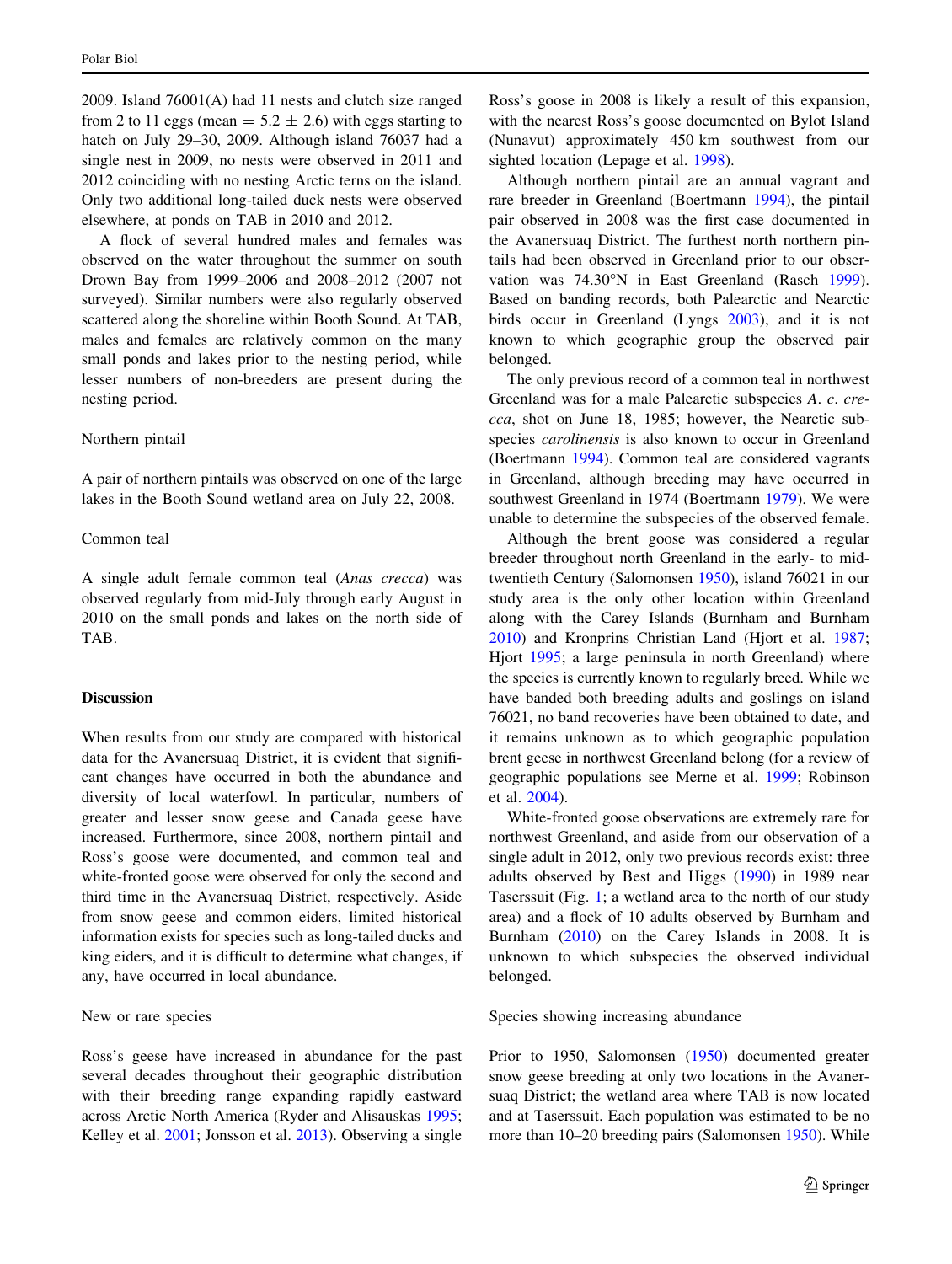2009. Island 76001(A) had 11 nests and clutch size ranged from 2 to 11 eggs (mean $= 5.2 \pm 2.6$) with eggs starting to hatch on July 29–30, 2009. Although island 76037 had a single nest in 2009, no nests were observed in 2011 and 2012 coinciding with no nesting Arctic terns on the island. Only two additional long-tailed duck nests were observed elsewhere, at ponds on TAB in 2010 and 2012.

A flock of several hundred males and females was observed on the water throughout the summer on south Drown Bay from 1999–2006 and 2008–2012 (2007 not surveyed). Similar numbers were also regularly observed scattered along the shoreline within Booth Sound. At TAB, males and females are relatively common on the many small ponds and lakes prior to the nesting period, while lesser numbers of non-breeders are present during the nesting period.

Northern pintail

A pair of northern pintails was observed on one of the large lakes in the Booth Sound wetland area on July 22, 2008.

Common teal

A single adult female common teal (*Anas crecca*) was observed regularly from mid-July through early August in 2010 on the small ponds and lakes on the north side of TAB.

## Discussion

When results from our study are compared with historical data for the Avanersuaq District, it is evident that significant changes have occurred in both the abundance and diversity of local waterfowl. In particular, numbers of greater and lesser snow geese and Canada geese have increased. Furthermore, since 2008, northern pintail and Ross's goose were documented, and common teal and white-fronted goose were observed for only the second and third time in the Avanersuaq District, respectively. Aside from snow geese and common eiders, limited historical information exists for species such as long-tailed ducks and king eiders, and it is difficult to determine what changes, if any, have occurred in local abundance.

New or rare species

Ross's geese have increased in abundance for the past several decades throughout their geographic distribution with their breeding range expanding rapidly eastward across Arctic North America (Ryder and Alisauskas 1995; Kelley et al. 2001; Jonsson et al. 2013). Observing a single Ross's goose in 2008 is likely a result of this expansion, with the nearest Ross's goose documented on Bylot Island (Nunavut) approximately 450 km southwest from our sighted location (Lepage et al. 1998).

Although northern pintail are an annual vagrant and rare breeder in Greenland (Boertmann 1994), the pintail pair observed in 2008 was the first case documented in the Avanersuaq District. The furthest north northern pintails had been observed in Greenland prior to our observation was 74.30°N in East Greenland (Rasch 1999). Based on banding records, both Palearctic and Nearctic birds occur in Greenland (Lyngs 2003), and it is not known to which geographic group the observed pair belonged.

The only previous record of a common teal in northwest Greenland was for a male Palearctic subspecies *A. c. crecca*, shot on June 18, 1985; however, the Nearctic subspecies *carolinensis* is also known to occur in Greenland (Boertmann 1994). Common teal are considered vagrants in Greenland, although breeding may have occurred in southwest Greenland in 1974 (Boertmann 1979). We were unable to determine the subspecies of the observed female.

Although the brent goose was considered a regular breeder throughout north Greenland in the early- to mid-twentieth Century (Salomonsen 1950), island 76021 in our study area is the only other location within Greenland along with the Carey Islands (Burnham and Burnham 2010) and Kronprins Christian Land (Hjort et al. 1987; Hjort 1995; a large peninsula in north Greenland) where the species is currently known to regularly breed. While we have banded both breeding adults and goslings on island 76021, no band recoveries have been obtained to date, and it remains unknown as to which geographic population brent geese in northwest Greenland belong (for a review of geographic populations see Merne et al. 1999; Robinson et al. 2004).

White-fronted goose observations are extremely rare for northwest Greenland, and aside from our observation of a single adult in 2012, only two previous records exist: three adults observed by Best and Higgs (1990) in 1989 near Taserssuit (Fig. 1; a wetland area to the north of our study area) and a flock of 10 adults observed by Burnham and Burnham (2010) on the Carey Islands in 2008. It is unknown to which subspecies the observed individual belonged.

Species showing increasing abundance

Prior to 1950, Salomonsen (1950) documented greater snow geese breeding at only two locations in the Avanersuaq District; the wetland area where TAB is now located and at Taserssuit. Each population was estimated to be no more than 10–20 breeding pairs (Salomonsen 1950). While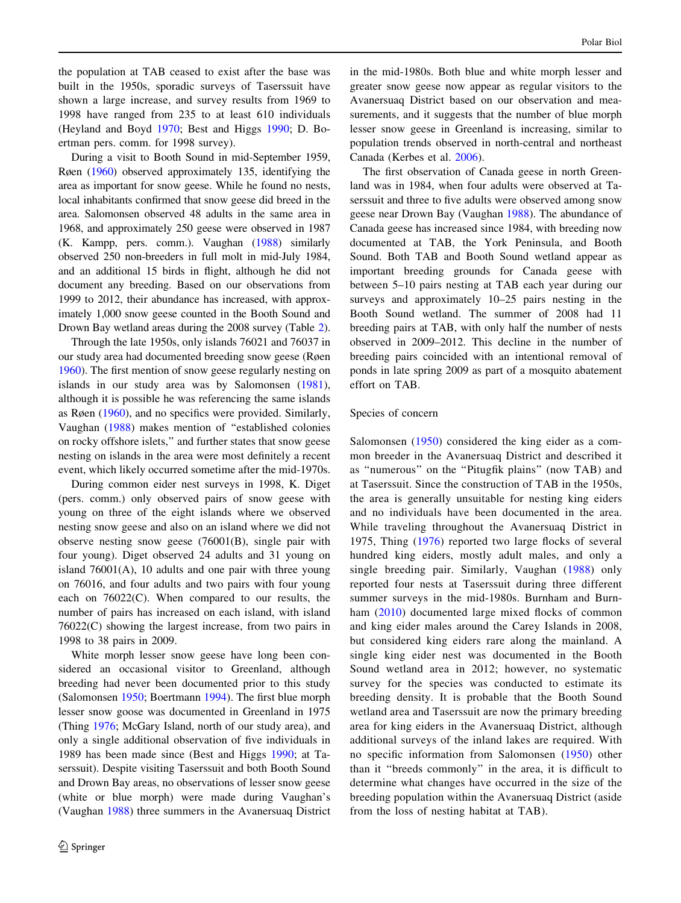the population at TAB ceased to exist after the base was built in the 1950s, sporadic surveys of Taserssuit have shown a large increase, and survey results from 1969 to 1998 have ranged from 235 to at least 610 individuals (Heyland and Boyd 1970; Best and Higgs 1990; D. Boertman pers. comm. for 1998 survey).

During a visit to Booth Sound in mid-September 1959, Røen (1960) observed approximately 135, identifying the area as important for snow geese. While he found no nests, local inhabitants confirmed that snow geese did breed in the area. Salomonsen observed 48 adults in the same area in 1968, and approximately 250 geese were observed in 1987 (K. Kampp, pers. comm.). Vaughan (1988) similarly observed 250 non-breeders in full molt in mid-July 1984, and an additional 15 birds in flight, although he did not document any breeding. Based on our observations from 1999 to 2012, their abundance has increased, with approximately 1,000 snow geese counted in the Booth Sound and Drown Bay wetland areas during the 2008 survey (Table 2).

Through the late 1950s, only islands 76021 and 76037 in our study area had documented breeding snow geese (Røen 1960). The first mention of snow geese regularly nesting on islands in our study area was by Salomonsen (1981), although it is possible he was referencing the same islands as Røen (1960), and no specifics were provided. Similarly, Vaughan (1988) makes mention of "established colonies on rocky offshore islets," and further states that snow geese nesting on islands in the area were most definitely a recent event, which likely occurred sometime after the mid-1970s.

During common eider nest surveys in 1998, K. Diget (pers. comm.) only observed pairs of snow geese with young on three of the eight islands where we observed nesting snow geese and also on an island where we did not observe nesting snow geese (76001(B), single pair with four young). Diget observed 24 adults and 31 young on island 76001(A), 10 adults and one pair with three young on 76016, and four adults and two pairs with four young each on 76022(C). When compared to our results, the number of pairs has increased on each island, with island 76022(C) showing the largest increase, from two pairs in 1998 to 38 pairs in 2009.

White morph lesser snow geese have long been considered an occasional visitor to Greenland, although breeding had never been documented prior to this study (Salomonsen 1950; Boertmann 1994). The first blue morph lesser snow goose was documented in Greenland in 1975 (Thing 1976; McGary Island, north of our study area), and only a single additional observation of five individuals in 1989 has been made since (Best and Higgs 1990; at Taserssuit). Despite visiting Taserssuit and both Booth Sound and Drown Bay areas, no observations of lesser snow geese (white or blue morph) were made during Vaughan's (Vaughan 1988) three summers in the Avanersuaq District in the mid-1980s. Both blue and white morph lesser and greater snow geese now appear as regular visitors to the Avanersuaq District based on our observation and measurements, and it suggests that the number of blue morph lesser snow geese in Greenland is increasing, similar to population trends observed in north-central and northeast Canada (Kerbes et al. 2006).

The first observation of Canada geese in north Greenland was in 1984, when four adults were observed at Taserssuit and three to five adults were observed among snow geese near Drown Bay (Vaughan 1988). The abundance of Canada geese has increased since 1984, with breeding now documented at TAB, the York Peninsula, and Booth Sound. Both TAB and Booth Sound wetland appear as important breeding grounds for Canada geese with between 5–10 pairs nesting at TAB each year during our surveys and approximately 10–25 pairs nesting in the Booth Sound wetland. The summer of 2008 had 11 breeding pairs at TAB, with only half the number of nests observed in 2009–2012. This decline in the number of breeding pairs coincided with an intentional removal of ponds in late spring 2009 as part of a mosquito abatement effort on TAB.

## Species of concern

Salomonsen (1950) considered the king eider as a common breeder in the Avanersuaq District and described it as "numerous" on the "Pitugfik plains" (now TAB) and at Taserssuit. Since the construction of TAB in the 1950s, the area is generally unsuitable for nesting king eiders and no individuals have been documented in the area. While traveling throughout the Avanersuaq District in 1975, Thing (1976) reported two large flocks of several hundred king eiders, mostly adult males, and only a single breeding pair. Similarly, Vaughan (1988) only reported four nests at Taserssuit during three different summer surveys in the mid-1980s. Burnham and Burnham (2010) documented large mixed flocks of common and king eider males around the Carey Islands in 2008, but considered king eiders rare along the mainland. A single king eider nest was documented in the Booth Sound wetland area in 2012; however, no systematic survey for the species was conducted to estimate its breeding density. It is probable that the Booth Sound wetland area and Taserssuit are now the primary breeding area for king eiders in the Avanersuaq District, although additional surveys of the inland lakes are required. With no specific information from Salomonsen (1950) other than it "breeds commonly" in the area, it is difficult to determine what changes have occurred in the size of the breeding population within the Avanersuaq District (aside from the loss of nesting habitat at TAB).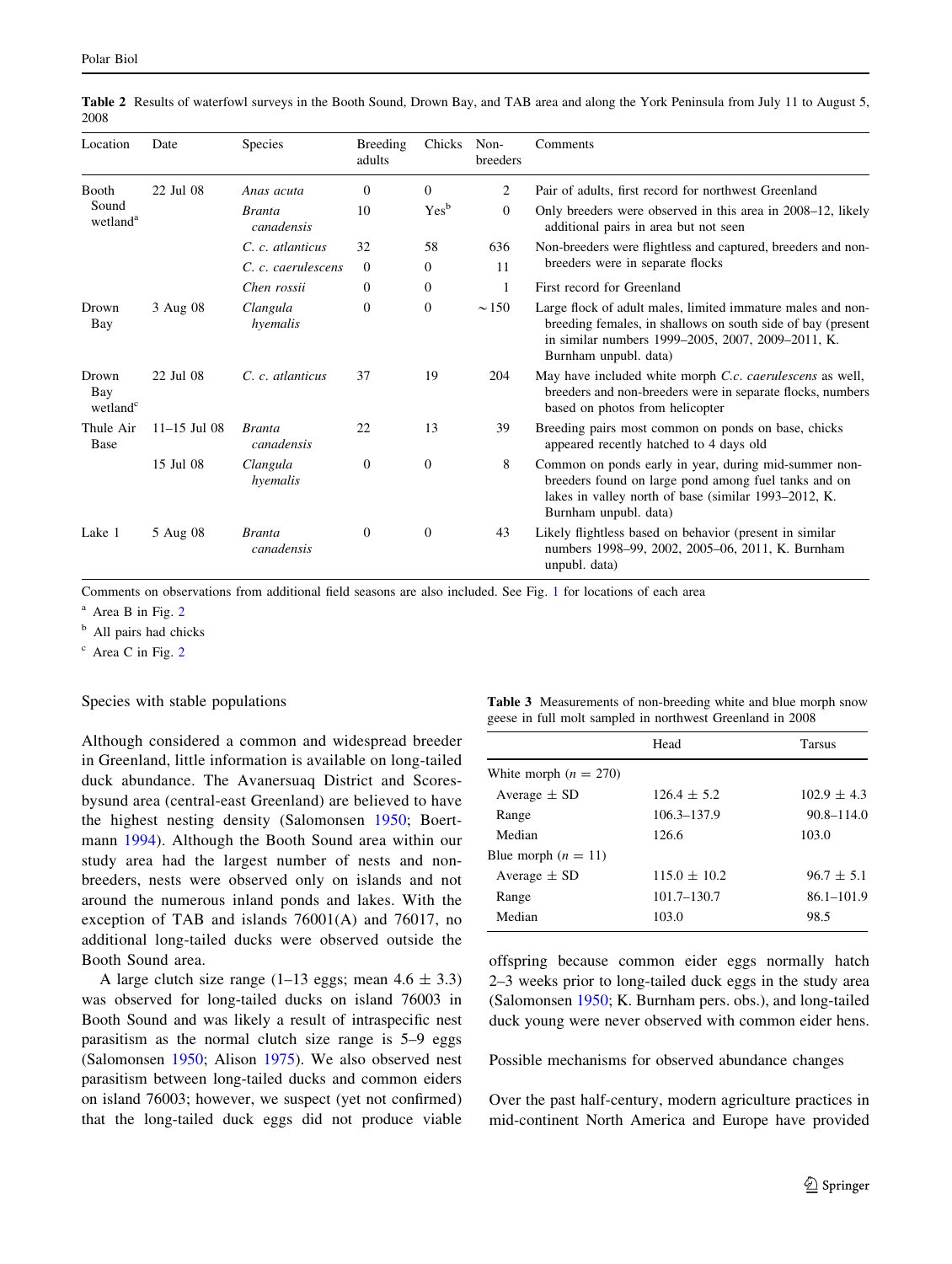**Table 2** Results of waterfowl surveys in the Booth Sound, Drown Bay, and TAB area and along the York Peninsula from July 11 to August 5, 2008

| Location | Date | Species | Breeding adults | Chicks | Non-breeders | Comments |
|---|---|---|---|---|---|---|
| Booth Sound wetland[a] | 22 Jul 08 | *Anas acuta* | 0 | 0 | 2 | Pair of adults, first record for northwest Greenland |
| | | *Branta canadensis* | 10 | Yes[b] | 0 | Only breeders were observed in this area in 2008–12, likely additional pairs in area but not seen |
| | | *C. c. atlanticus* | 32 | 58 | 636 | Non-breeders were flightless and captured, breeders and non-breeders were in separate flocks |
| | | *C. c. caerulescens* | 0 | 0 | 11 | |
| | | *Chen rossii* | 0 | 0 | 1 | First record for Greenland |
| Drown Bay | 3 Aug 08 | *Clangula hyemalis* | 0 | 0 | ~150 | Large flock of adult males, limited immature males and non-breeding females, in shallows on south side of bay (present in similar numbers 1999–2005, 2007, 2009–2011, K. Burnham unpubl. data) |
| Drown Bay wetland[c] | 22 Jul 08 | *C. c. atlanticus* | 37 | 19 | 204 | May have included white morph *C.c. caerulescens* as well, breeders and non-breeders were in separate flocks, numbers based on photos from helicopter |
| Thule Air Base | 11–15 Jul 08 | *Branta canadensis* | 22 | 13 | 39 | Breeding pairs most common on ponds on base, chicks appeared recently hatched to 4 days old |
| | 15 Jul 08 | *Clangula hyemalis* | 0 | 0 | 8 | Common on ponds early in year, during mid-summer non-breeders found on large pond among fuel tanks and on lakes in valley north of base (similar 1993–2012, K. Burnham unpubl. data) |
| Lake 1 | 5 Aug 08 | *Branta canadensis* | 0 | 0 | 43 | Likely flightless based on behavior (present in similar numbers 1998–99, 2002, 2005–06, 2011, K. Burnham unpubl. data) |

Comments on observations from additional field seasons are also included. See Fig. 1 for locations of each area

[a] Area B in Fig. 2

[b] All pairs had chicks

[c] Area C in Fig. 2

## Species with stable populations

Although considered a common and widespread breeder in Greenland, little information is available on long-tailed duck abundance. The Avanersuaq District and Scoresbysund area (central-east Greenland) are believed to have the highest nesting density (Salomonsen 1950; Boertmann 1994). Although the Booth Sound area within our study area had the largest number of nests and non-breeders, nests were observed only on islands and not around the numerous inland ponds and lakes. With the exception of TAB and islands 76001(A) and 76017, no additional long-tailed ducks were observed outside the Booth Sound area.

A large clutch size range (1–13 eggs; mean 4.6 ± 3.3) was observed for long-tailed ducks on island 76003 in Booth Sound and was likely a result of intraspecific nest parasitism as the normal clutch size range is 5–9 eggs (Salomonsen 1950; Alison 1975). We also observed nest parasitism between long-tailed ducks and common eiders on island 76003; however, we suspect (yet not confirmed) that the long-tailed duck eggs did not produce viable offspring because common eider eggs normally hatch 2–3 weeks prior to long-tailed duck eggs in the study area (Salomonsen 1950; K. Burnham pers. obs.), and long-tailed duck young were never observed with common eider hens.

**Table 3** Measurements of non-breeding white and blue morph snow geese in full molt sampled in northwest Greenland in 2008

| | Head | Tarsus |
|---|---|---|
| White morph ($n = 270$) | | |
| Average ± SD | 126.4 ± 5.2 | 102.9 ± 4.3 |
| Range | 106.3–137.9 | 90.8–114.0 |
| Median | 126.6 | 103.0 |
| Blue morph ($n = 11$) | | |
| Average ± SD | 115.0 ± 10.2 | 96.7 ± 5.1 |
| Range | 101.7–130.7 | 86.1–101.9 |
| Median | 103.0 | 98.5 |

## Possible mechanisms for observed abundance changes

Over the past half-century, modern agriculture practices in mid-continent North America and Europe have provided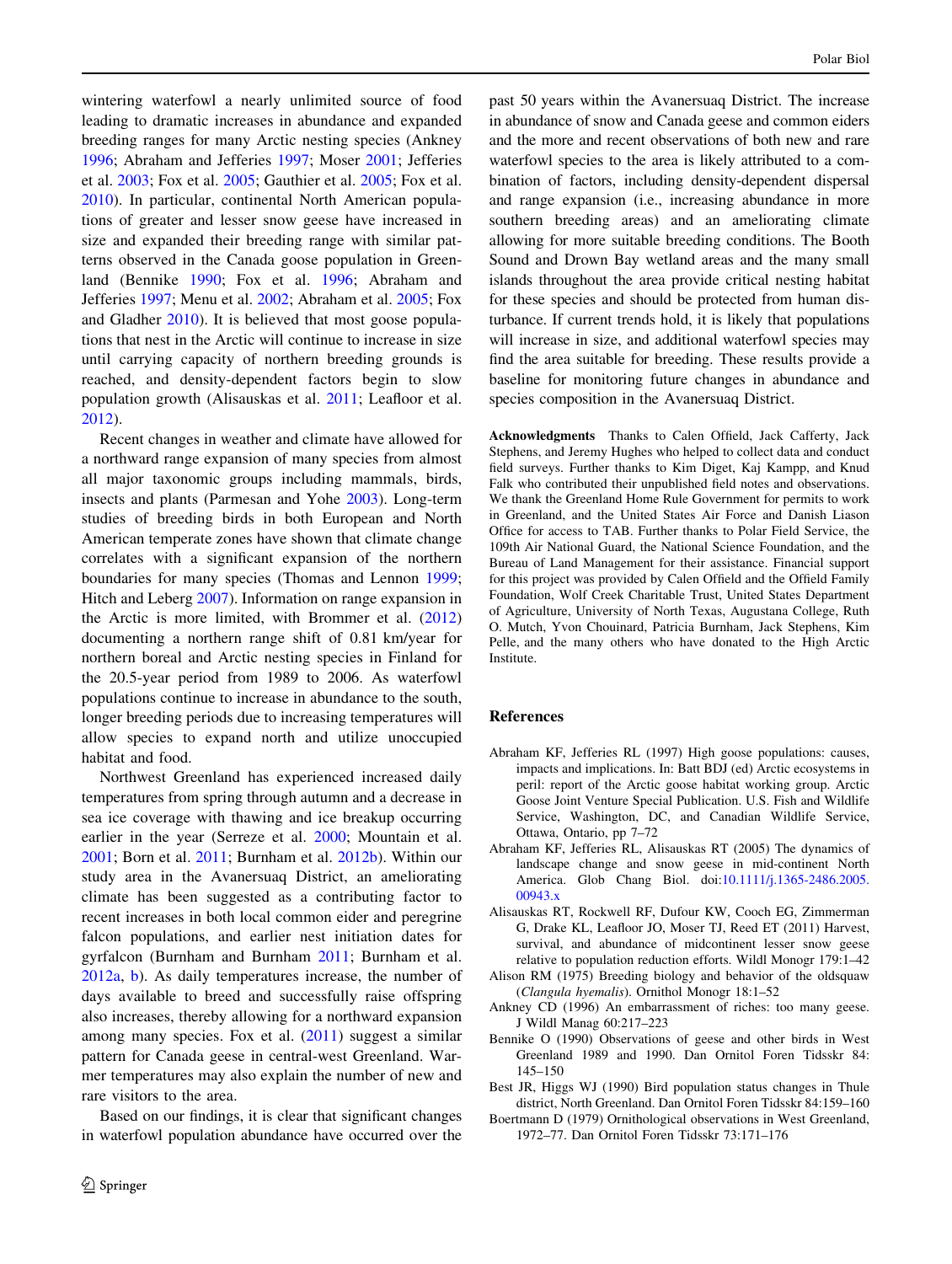wintering waterfowl a nearly unlimited source of food leading to dramatic increases in abundance and expanded breeding ranges for many Arctic nesting species (Ankney 1996; Abraham and Jefferies 1997; Moser 2001; Jefferies et al. 2003; Fox et al. 2005; Gauthier et al. 2005; Fox et al. 2010). In particular, continental North American populations of greater and lesser snow geese have increased in size and expanded their breeding range with similar patterns observed in the Canada goose population in Greenland (Bennike 1990; Fox et al. 1996; Abraham and Jefferies 1997; Menu et al. 2002; Abraham et al. 2005; Fox and Gladher 2010). It is believed that most goose populations that nest in the Arctic will continue to increase in size until carrying capacity of northern breeding grounds is reached, and density-dependent factors begin to slow population growth (Alisauskas et al. 2011; Leafloor et al. 2012).

Recent changes in weather and climate have allowed for a northward range expansion of many species from almost all major taxonomic groups including mammals, birds, insects and plants (Parmesan and Yohe 2003). Long-term studies of breeding birds in both European and North American temperate zones have shown that climate change correlates with a significant expansion of the northern boundaries for many species (Thomas and Lennon 1999; Hitch and Leberg 2007). Information on range expansion in the Arctic is more limited, with Brommer et al. (2012) documenting a northern range shift of 0.81 km/year for northern boreal and Arctic nesting species in Finland for the 20.5-year period from 1989 to 2006. As waterfowl populations continue to increase in abundance to the south, longer breeding periods due to increasing temperatures will allow species to expand north and utilize unoccupied habitat and food.

Northwest Greenland has experienced increased daily temperatures from spring through autumn and a decrease in sea ice coverage with thawing and ice breakup occurring earlier in the year (Serreze et al. 2000; Mountain et al. 2001; Born et al. 2011; Burnham et al. 2012b). Within our study area in the Avanersuaq District, an ameliorating climate has been suggested as a contributing factor to recent increases in both local common eider and peregrine falcon populations, and earlier nest initiation dates for gyrfalcon (Burnham and Burnham 2011; Burnham et al. 2012a, b). As daily temperatures increase, the number of days available to breed and successfully raise offspring also increases, thereby allowing for a northward expansion among many species. Fox et al. (2011) suggest a similar pattern for Canada geese in central-west Greenland. Warmer temperatures may also explain the number of new and rare visitors to the area.

Based on our findings, it is clear that significant changes in waterfowl population abundance have occurred over the past 50 years within the Avanersuaq District. The increase in abundance of snow and Canada geese and common eiders and the more and recent observations of both new and rare waterfowl species to the area is likely attributed to a combination of factors, including density-dependent dispersal and range expansion (i.e., increasing abundance in more southern breeding areas) and an ameliorating climate allowing for more suitable breeding conditions. The Booth Sound and Drown Bay wetland areas and the many small islands throughout the area provide critical nesting habitat for these species and should be protected from human disturbance. If current trends hold, it is likely that populations will increase in size, and additional waterfowl species may find the area suitable for breeding. These results provide a baseline for monitoring future changes in abundance and species composition in the Avanersuaq District.

**Acknowledgments** Thanks to Calen Offield, Jack Cafferty, Jack Stephens, and Jeremy Hughes who helped to collect data and conduct field surveys. Further thanks to Kim Diget, Kaj Kampp, and Knud Falk who contributed their unpublished field notes and observations. We thank the Greenland Home Rule Government for permits to work in Greenland, and the United States Air Force and Danish Liason Office for access to TAB. Further thanks to Polar Field Service, the 109th Air National Guard, the National Science Foundation, and the Bureau of Land Management for their assistance. Financial support for this project was provided by Calen Offield and the Offield Family Foundation, Wolf Creek Charitable Trust, United States Department of Agriculture, University of North Texas, Augustana College, Ruth O. Mutch, Yvon Chouinard, Patricia Burnham, Jack Stephens, Kim Pelle, and the many others who have donated to the High Arctic Institute.

## References

Abraham KF, Jefferies RL (1997) High goose populations: causes, impacts and implications. In: Batt BDJ (ed) Arctic ecosystems in peril: report of the Arctic goose habitat working group. Arctic Goose Joint Venture Special Publication. U.S. Fish and Wildlife Service, Washington, DC, and Canadian Wildlife Service, Ottawa, Ontario, pp 7–72

Abraham KF, Jefferies RL, Alisauskas RT (2005) The dynamics of landscape change and snow geese in mid-continent North America. Glob Chang Biol. doi:10.1111/j.1365-2486.2005.00943.x

Alisauskas RT, Rockwell RF, Dufour KW, Cooch EG, Zimmerman G, Drake KL, Leafloor JO, Moser TJ, Reed ET (2011) Harvest, survival, and abundance of midcontinent lesser snow geese relative to population reduction efforts. Wildl Monogr 179:1–42

Alison RM (1975) Breeding biology and behavior of the oldsquaw (*Clangula hyemalis*). Ornithol Monogr 18:1–52

Ankney CD (1996) An embarrassment of riches: too many geese. J Wildl Manag 60:217–223

Bennike O (1990) Observations of geese and other birds in West Greenland 1989 and 1990. Dan Ornitol Foren Tidsskr 84: 145–150

Best JR, Higgs WJ (1990) Bird population status changes in Thule district, North Greenland. Dan Ornitol Foren Tidsskr 84:159–160

Boertmann D (1979) Ornithological observations in West Greenland, 1972–77. Dan Ornitol Foren Tidsskr 73:171–176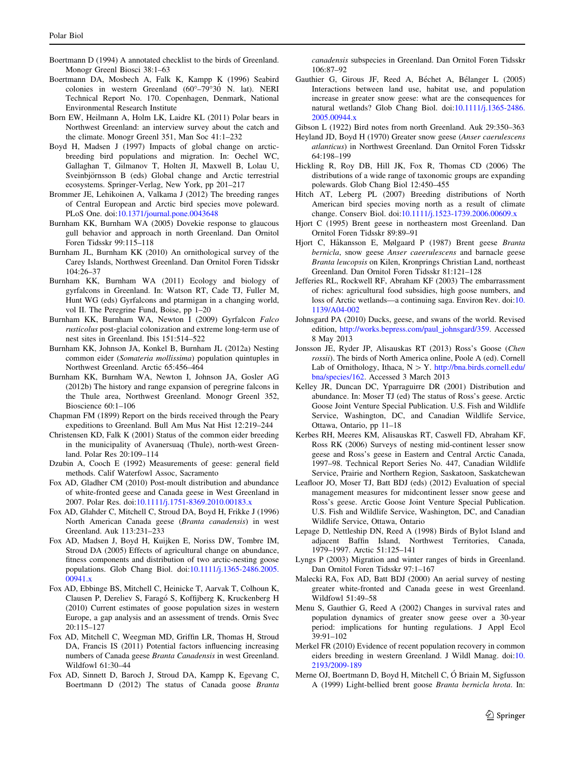Boertmann D (1994) A annotated checklist to the birds of Greenland. Monogr Greenl Biosci 38:1–63

Boertmann DA, Mosbech A, Falk K, Kampp K (1996) Seabird colonies in western Greenland (60°–79°30́ N. lat). NERI Technical Report No. 170. Copenhagen, Denmark, National Environmental Research Institute

Born EW, Heilmann A, Holm LK, Laidre KL (2011) Polar bears in Northwest Greenland: an interview survey about the catch and the climate. Monogr Greenl 351, Man Soc 41:1–232

Boyd H, Madsen J (1997) Impacts of global change on arctic-breeding bird populations and migration. In: Oechel WC, Gallaghan T, Gilmanov T, Holten JI, Maxwell B, Lolau U, Sveinbjörnsson B (eds) Global change and Arctic terrestrial ecosystems. Springer-Verlag, New York, pp 201–217

Brommer JE, Lehikoinen A, Valkama J (2012) The breeding ranges of Central European and Arctic bird species move poleward. PLoS One. doi:10.1371/journal.pone.0043648

Burnham KK, Burnham WA (2005) Dovekie response to glaucous gull behavior and approach in north Greenland. Dan Ornitol Foren Tidsskr 99:115–118

Burnham JL, Burnham KK (2010) An ornithological survey of the Carey Islands, Northwest Greenland. Dan Ornitol Foren Tidsskr 104:26–37

Burnham KK, Burnham WA (2011) Ecology and biology of gyrfalcons in Greenland. In: Watson RT, Cade TJ, Fuller M, Hunt WG (eds) Gyrfalcons and ptarmigan in a changing world, vol II. The Peregrine Fund, Boise, pp 1–20

Burnham KK, Burnham WA, Newton I (2009) Gyrfalcon *Falco rusticolus* post-glacial colonization and extreme long-term use of nest sites in Greenland. Ibis 151:514–522

Burnham KK, Johnson JA, Konkel B, Burnham JL (2012a) Nesting common eider (*Somateria mollissima*) population quintuples in Northwest Greenland. Arctic 65:456–464

Burnham KK, Burnham WA, Newton I, Johnson JA, Gosler AG (2012b) The history and range expansion of peregrine falcons in the Thule area, Northwest Greenland. Monogr Greenl 352, Bioscience 60:1–106

Chapman FM (1899) Report on the birds received through the Peary expeditions to Greenland. Bull Am Mus Nat Hist 12:219–244

Christensen KD, Falk K (2001) Status of the common eider breeding in the municipality of Avanersuaq (Thule), north-west Greenland. Polar Res 20:109–114

Dzubin A, Cooch E (1992) Measurements of geese: general field methods. Calif Waterfowl Assoc, Sacramento

Fox AD, Gladher CM (2010) Post-moult distribution and abundance of white-fronted geese and Canada geese in West Greenland in 2007. Polar Res. doi:10.1111/j.1751-8369.2010.00183.x

Fox AD, Glahder C, Mitchell C, Stroud DA, Boyd H, Frikke J (1996) North American Canada geese (*Branta canadensis*) in west Greenland. Auk 113:231–233

Fox AD, Madsen J, Boyd H, Kuijken E, Noriss DW, Tombre IM, Stroud DA (2005) Effects of agricultural change on abundance, fitness components and distribution of two arctic-nesting goose populations. Glob Chang Biol. doi:10.1111/j.1365-2486.2005.00941.x

Fox AD, Ebbinge BS, Mitchell C, Heinicke T, Aarvak T, Colhoun K, Clausen P, Dereliev S, Faragó S, Koffijberg K, Kruckenberg H (2010) Current estimates of goose population sizes in western Europe, a gap analysis and an assessment of trends. Ornis Svec 20:115–127

Fox AD, Mitchell C, Weegman MD, Griffin LR, Thomas H, Stroud DA, Francis IS (2011) Potential factors influencing increasing numbers of Canada geese *Branta Canadensis* in west Greenland. Wildfowl 61:30–44

Fox AD, Sinnett D, Baroch J, Stroud DA, Kampp K, Egevang C, Boertmann D (2012) The status of Canada goose *Branta canadensis* subspecies in Greenland. Dan Ornitol Foren Tidsskr 106:87–92

Gauthier G, Girous JF, Reed A, Béchet A, Bélanger L (2005) Interactions between land use, habitat use, and population increase in greater snow geese: what are the consequences for natural wetlands? Glob Chang Biol. doi:10.1111/j.1365-2486.2005.00944.x

Gibson L (1922) Bird notes from north Greenland. Auk 29:350–363

Heyland JD, Boyd H (1970) Greater snow geese (*Anser caerulescens atlanticus*) in Northwest Greenland. Dan Ornitol Foren Tidsskr 64:198–199

Hickling R, Roy DB, Hill JK, Fox R, Thomas CD (2006) The distributions of a wide range of taxonomic groups are expanding polewards. Glob Chang Biol 12:450–455

Hitch AT, Leberg PL (2007) Breeding distributions of North American bird species moving north as a result of climate change. Conserv Biol. doi:10.1111/j.1523-1739.2006.00609.x

Hjort C (1995) Brent geese in northeastern most Greenland. Dan Ornitol Foren Tidsskr 89:89–91

Hjort C, Håkansson E, Mølgaard P (1987) Brent geese *Branta bernicla*, snow geese *Anser caeerulescens* and barnacle geese *Branta leucopsis* on Kilen, Kronprings Christian Land, northeast Greenland. Dan Ornitol Foren Tidsskr 81:121–128

Jefferies RL, Rockwell RF, Abraham KF (2003) The embarrassment of riches: agricultural food subsidies, high goose numbers, and loss of Arctic wetlands—a continuing saga. Environ Rev. doi:10.1139/A04-002

Johnsgard PA (2010) Ducks, geese, and swans of the world. Revised edition, http://works.bepress.com/paul_johnsgard/359. Accessed 8 May 2013

Jonsson JE, Ryder JP, Alisauskas RT (2013) Ross's Goose (*Chen rossii*). The birds of North America online, Poole A (ed). Cornell Lab of Ornithology, Ithaca, N > Y. http://bna.birds.cornell.edu/bna/species/162. Accessed 3 March 2013

Kelley JR, Duncan DC, Yparraguirre DR (2001) Distribution and abundance. In: Moser TJ (ed) The status of Ross's geese. Arctic Goose Joint Venture Special Publication. U.S. Fish and Wildlife Service, Washington, DC, and Canadian Wildlife Service, Ottawa, Ontario, pp 11–18

Kerbes RH, Meeres KM, Alisauskas RT, Caswell FD, Abraham KF, Ross RK (2006) Surveys of nesting mid-continent lesser snow geese and Ross's geese in Eastern and Central Arctic Canada, 1997–98. Technical Report Series No. 447, Canadian Wildlife Service, Prairie and Northern Region, Saskatoon, Saskatchewan

Leafloor JO, Moser TJ, Batt BDJ (eds) (2012) Evaluation of special management measures for midcontinent lesser snow geese and Ross's geese. Arctic Goose Joint Venture Special Publication. U.S. Fish and Wildlife Service, Washington, DC, and Canadian Wildlife Service, Ottawa, Ontario

Lepage D, Nettleship DN, Reed A (1998) Birds of Bylot Island and adjacent Baffin Island, Northwest Territories, Canada, 1979–1997. Arctic 51:125–141

Lyngs P (2003) Migration and winter ranges of birds in Greenland. Dan Ornitol Foren Tidsskr 97:1–167

Malecki RA, Fox AD, Batt BDJ (2000) An aerial survey of nesting greater white-fronted and Canada geese in west Greenland. Wildfowl 51:49–58

Menu S, Gauthier G, Reed A (2002) Changes in survival rates and population dynamics of greater snow geese over a 30-year period: implications for hunting regulations. J Appl Ecol 39:91–102

Merkel FR (2010) Evidence of recent population recovery in common eiders breeding in western Greenland. J Wildl Manag. doi:10.2193/2009-189

Merne OJ, Boertmann D, Boyd H, Mitchell C, Ó Briain M, Sigfusson A (1999) Light-bellied brent goose *Branta bernicla hrota*. In: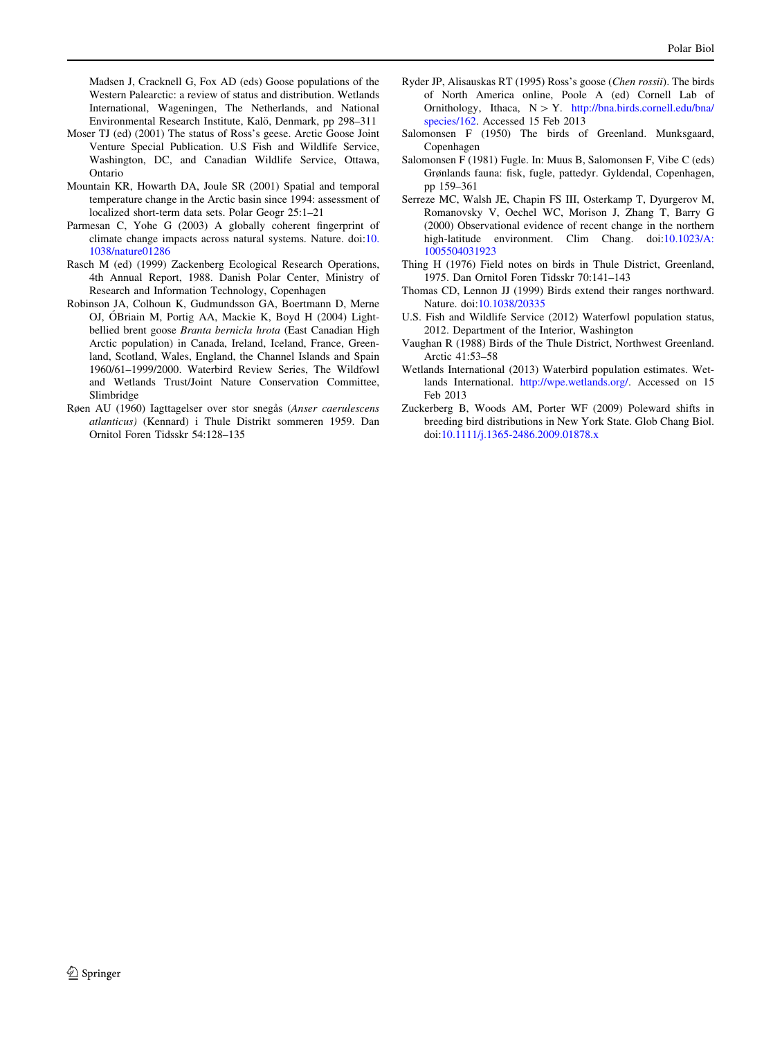Madsen J, Cracknell G, Fox AD (eds) Goose populations of the Western Palearctic: a review of status and distribution. Wetlands International, Wageningen, The Netherlands, and National Environmental Research Institute, Kalö, Denmark, pp 298–311

Moser TJ (ed) (2001) The status of Ross's geese. Arctic Goose Joint Venture Special Publication. U.S Fish and Wildlife Service, Washington, DC, and Canadian Wildlife Service, Ottawa, Ontario

Mountain KR, Howarth DA, Joule SR (2001) Spatial and temporal temperature change in the Arctic basin since 1994: assessment of localized short-term data sets. Polar Geogr 25:1–21

Parmesan C, Yohe G (2003) A globally coherent fingerprint of climate change impacts across natural systems. Nature. doi:10.1038/nature01286

Rasch M (ed) (1999) Zackenberg Ecological Research Operations, 4th Annual Report, 1988. Danish Polar Center, Ministry of Research and Information Technology, Copenhagen

Robinson JA, Colhoun K, Gudmundsson GA, Boertmann D, Merne OJ, ÓBriain M, Portig AA, Mackie K, Boyd H (2004) Light-bellied brent goose *Branta bernicla hrota* (East Canadian High Arctic population) in Canada, Ireland, Iceland, France, Greenland, Scotland, Wales, England, the Channel Islands and Spain 1960/61–1999/2000. Waterbird Review Series, The Wildfowl and Wetlands Trust/Joint Nature Conservation Committee, Slimbridge

Røen AU (1960) Iagttagelser over stor snegås (*Anser caerulescens atlanticus*) (Kennard) i Thule Distrikt sommeren 1959. Dan Ornitol Foren Tidsskr 54:128–135

Ryder JP, Alisauskas RT (1995) Ross's goose (*Chen rossii*). The birds of North America online, Poole A (ed) Cornell Lab of Ornithology, Ithaca, N > Y. http://bna.birds.cornell.edu/bna/species/162. Accessed 15 Feb 2013

Salomonsen F (1950) The birds of Greenland. Munksgaard, Copenhagen

Salomonsen F (1981) Fugle. In: Muus B, Salomonsen F, Vibe C (eds) Grønlands fauna: fisk, fugle, pattedyr. Gyldendal, Copenhagen, pp 159–361

Serreze MC, Walsh JE, Chapin FS III, Osterkamp T, Dyurgerov M, Romanovsky V, Oechel WC, Morison J, Zhang T, Barry G (2000) Observational evidence of recent change in the northern high-latitude environment. Clim Chang. doi:10.1023/A:1005504031923

Thing H (1976) Field notes on birds in Thule District, Greenland, 1975. Dan Ornitol Foren Tidsskr 70:141–143

Thomas CD, Lennon JJ (1999) Birds extend their ranges northward. Nature. doi:10.1038/20335

U.S. Fish and Wildlife Service (2012) Waterfowl population status, 2012. Department of the Interior, Washington

Vaughan R (1988) Birds of the Thule District, Northwest Greenland. Arctic 41:53–58

Wetlands International (2013) Waterbird population estimates. Wetlands International. http://wpe.wetlands.org/. Accessed on 15 Feb 2013

Zuckerberg B, Woods AM, Porter WF (2009) Poleward shifts in breeding bird distributions in New York State. Glob Chang Biol. doi:10.1111/j.1365-2486.2009.01878.x